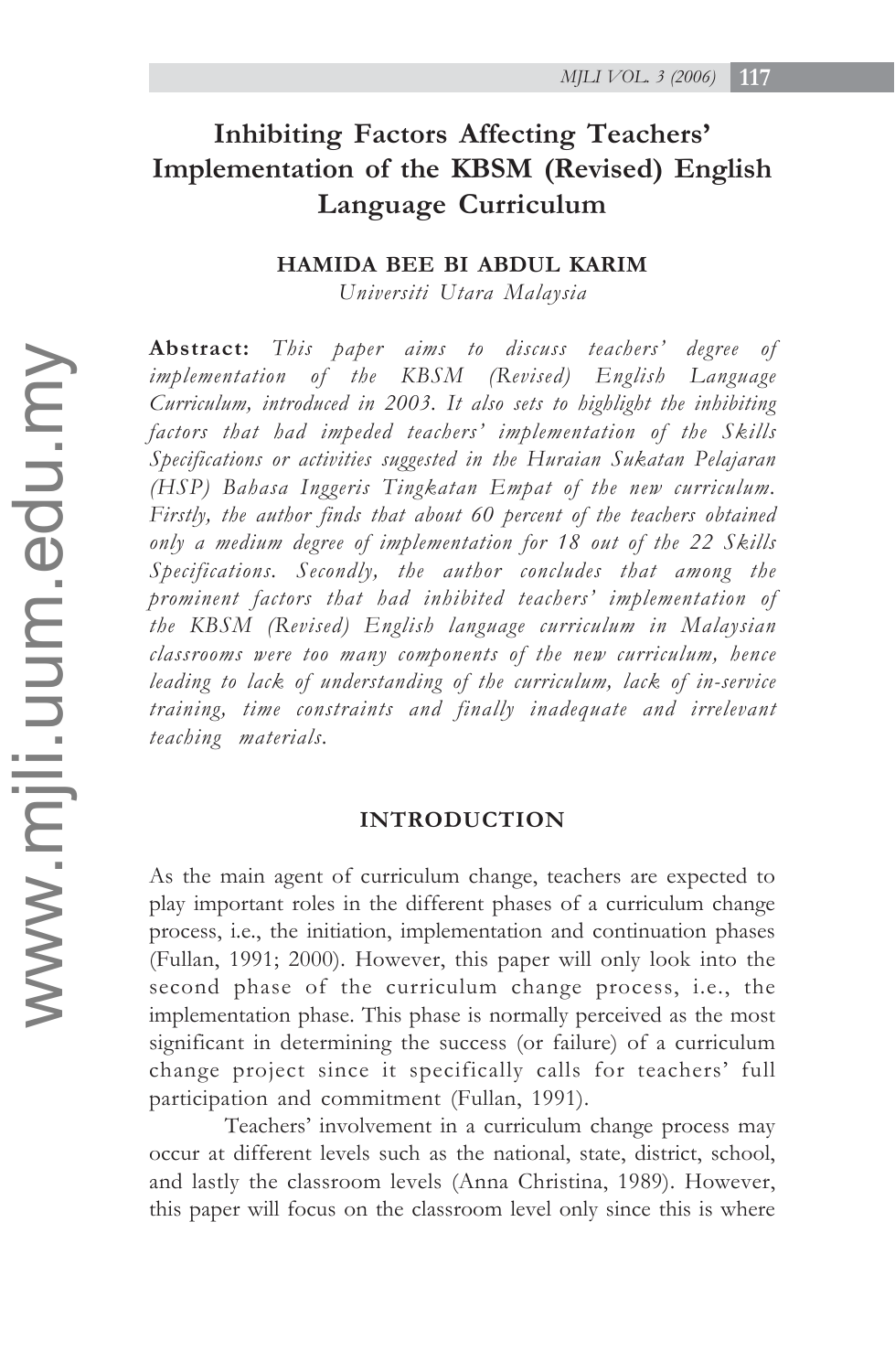# Inhibiting Factors Affecting Teachers' Implementation of the KBSM (Revised) English Language Curriculum

**HAMIDA BEE BI ABDUL KARIM**

*Universiti Utara Malaysia*

**Abstract:** *This paper aims to discuss teachers' degree of implementation of the KBSM (Revised) English Language Curriculum, introduced in 2003. It also sets to highlight the inhibiting factors that had impeded teachers' implementation of the Skills Specifications or activities suggested in the Huraian Sukatan Pelajaran (HSP) Bahasa Inggeris Tingkatan Empat of the new curriculum. Firstly, the author finds that about 60 percent of the teachers obtained only a medium degree of implementation for 18 out of the 22 Skills Specifications. Secondly, the author concludes that among the prominent factors that had inhibited teachers' implementation of the KBSM (Revised) English language curriculum in Malaysian classrooms were too many components of the new curriculum, hence leading to lack of understanding of the curriculum, lack of in-service training, time constraints and finally inadequate and irrelevant teaching materials.*

## INTRODUCTION

As the main agent of curriculum change, teachers are expected to play important roles in the different phases of a curriculum change process, i.e., the initiation, implementation and continuation phases (Fullan, 1991; 2000). However, this paper will only look into the second phase of the curriculum change process, i.e., the implementation phase. This phase is normally perceived as the most significant in determining the success (or failure) of a curriculum change project since it specifically calls for teachers' full participation and commitment (Fullan, 1991).

Teachers' involvement in a curriculum change process may occur at different levels such as the national, state, district, school, and lastly the classroom levels (Anna Christina, 1989). However, this paper will focus on the classroom level only since this is where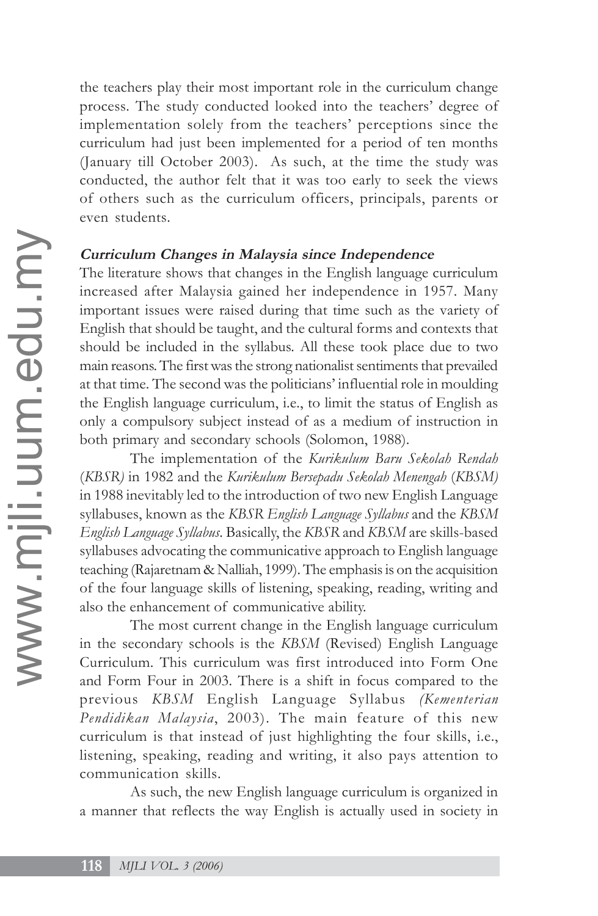the teachers play their most important role in the curriculum change process. The study conducted looked into the teachers' degree of implementation solely from the teachers' perceptions since the curriculum had just been implemented for a period of ten months (January till October 2003). As such, at the time the study was conducted, the author felt that it was too early to seek the views of others such as the curriculum officers, principals, parents or even students.

### *Curriculum Changes in Malaysia since Independence*

The literature shows that changes in the English language curriculum increased after Malaysia gained her independence in 1957. Many important issues were raised during that time such as the variety of English that should be taught, and the cultural forms and contexts that should be included in the syllabus. All these took place due to two main reasons. The first was the strong nationalist sentiments that prevailed at that time. The second was the politicians' influential role in moulding the English language curriculum, i.e., to limit the status of English as only a compulsory subject instead of as a medium of instruction in both primary and secondary schools (Solomon, 1988).

The implementation of the *Kurikulum Baru Sekolah Rendah* (*KBSR)* in 1982 and the *Kurikulum Bersepadu Sekolah Menengah* (*KBSM)* in 1988 inevitably led to the introduction of two new English Language syllabuses, known as the *KBSR English Language Syllabus* and the *KBSM English Language Syllabus*. Basically, the *KBSR* and *KBSM* are skills-based syllabuses advocating the communicative approach to English language teaching (Rajaretnam & Nalliah, 1999). The emphasis is on the acquisition of the four language skills of listening, speaking, reading, writing and also the enhancement of communicative ability.

The most current change in the English language curriculum in the secondary schools is the *KBSM* (Revised) English Language Curriculum. This curriculum was first introduced into Form One and Form Four in 2003. There is a shift in focus compared to the previous *KBSM* English Language Syllabus *(Kementerian Pendidikan Malaysia*, 2003). The main feature of this new curriculum is that instead of just highlighting the four skills, i.e., listening, speaking, reading and writing, it also pays attention to communication skills.

As such, the new English language curriculum is organized in a manner that reflects the way English is actually used in society in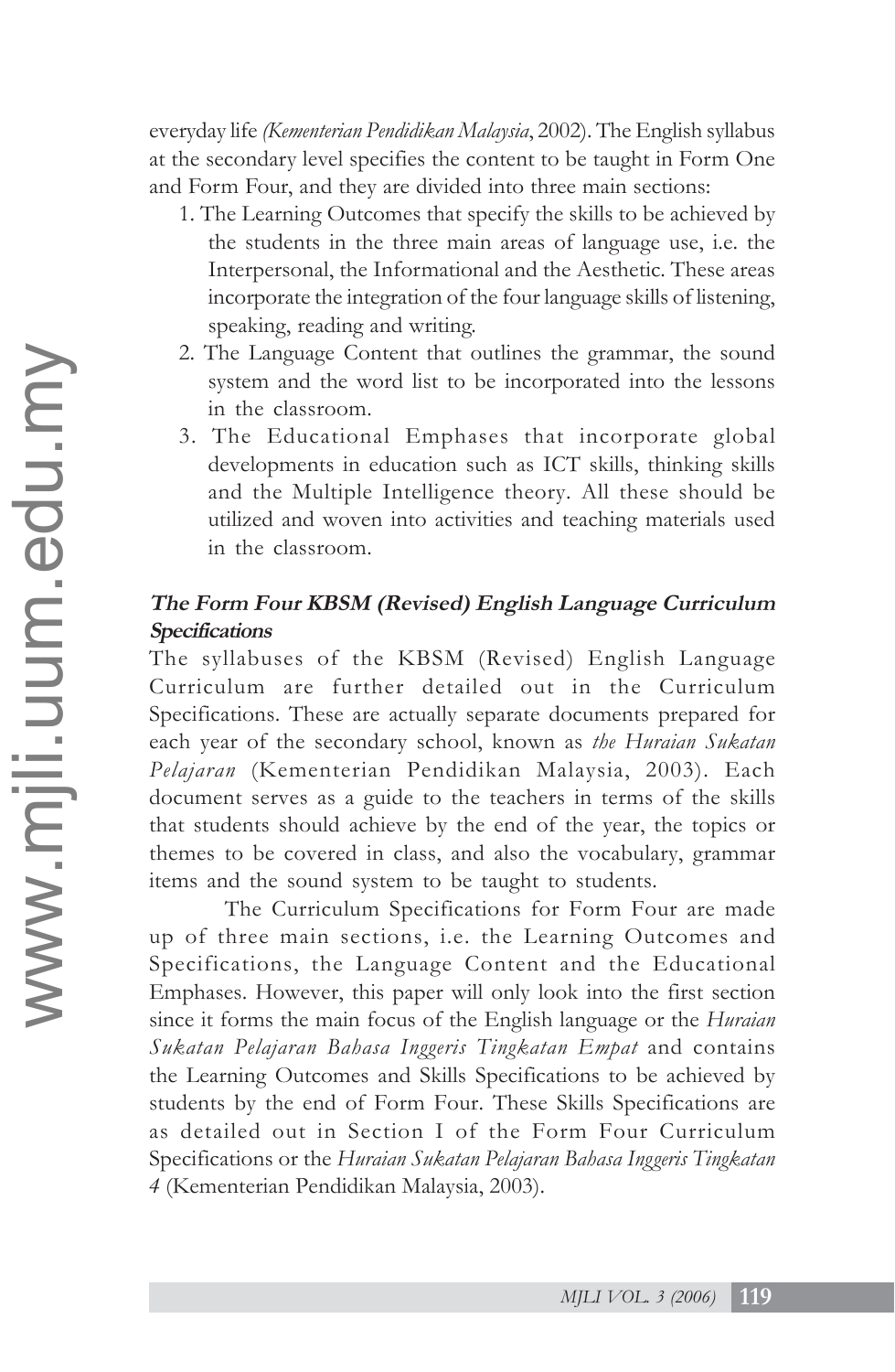everyday life *(Kementerian Pendidikan Malaysia*, 2002). The English syllabus at the secondary level specifies the content to be taught in Form One and Form Four, and they are divided into three main sections:

1. The Learning Outcomes that specify the skills to be achieved by the students in the three main areas of language use, i.e. the Interpersonal, the Informational and the Aesthetic. These areas incorporate the integration of the four language skills of listening, speaking, reading and writing.
2. The Language Content that outlines the grammar, the sound system and the word list to be incorporated into the lessons in the classroom.
3. The Educational Emphases that incorporate global developments in education such as ICT skills, thinking skills and the Multiple Intelligence theory. All these should be utilized and woven into activities and teaching materials used in the classroom.

### *The Form Four KBSM (Revised) English Language Curriculum Specifications*

The syllabuses of the KBSM (Revised) English Language Curriculum are further detailed out in the Curriculum Specifications. These are actually separate documents prepared for each year of the secondary school, known as *the Huraian Sukatan Pelajaran* (Kementerian Pendidikan Malaysia, 2003). Each document serves as a guide to the teachers in terms of the skills that students should achieve by the end of the year, the topics or themes to be covered in class, and also the vocabulary, grammar items and the sound system to be taught to students.

The Curriculum Specifications for Form Four are made up of three main sections, i.e. the Learning Outcomes and Specifications, the Language Content and the Educational Emphases. However, this paper will only look into the first section since it forms the main focus of the English language or the *Huraian Sukatan Pelajaran Bahasa Inggeris Tingkatan Empat* and contains the Learning Outcomes and Skills Specifications to be achieved by students by the end of Form Four. These Skills Specifications are as detailed out in Section I of the Form Four Curriculum Specifications or the *Huraian Sukatan Pelajaran Bahasa Inggeris Tingkatan 4* (Kementerian Pendidikan Malaysia, 2003).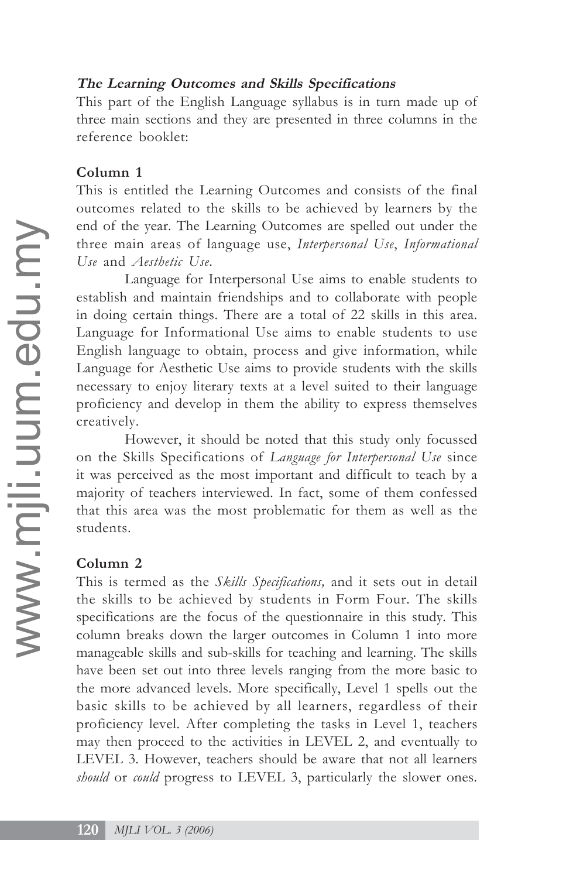### ***The Learning Outcomes and Skills Specifications***

This part of the English Language syllabus is in turn made up of three main sections and they are presented in three columns in the reference booklet:

#### **Column 1**

This is entitled the Learning Outcomes and consists of the final outcomes related to the skills to be achieved by learners by the end of the year. The Learning Outcomes are spelled out under the three main areas of language use, *Interpersonal Use*, *Informational Use* and *Aesthetic Use*.

Language for Interpersonal Use aims to enable students to establish and maintain friendships and to collaborate with people in doing certain things. There are a total of 22 skills in this area. Language for Informational Use aims to enable students to use English language to obtain, process and give information, while Language for Aesthetic Use aims to provide students with the skills necessary to enjoy literary texts at a level suited to their language proficiency and develop in them the ability to express themselves creatively.

However, it should be noted that this study only focussed on the Skills Specifications of *Language for Interpersonal Use* since it was perceived as the most important and difficult to teach by a majority of teachers interviewed. In fact, some of them confessed that this area was the most problematic for them as well as the students.

#### **Column 2**

This is termed as the *Skills Specifications,* and it sets out in detail the skills to be achieved by students in Form Four. The skills specifications are the focus of the questionnaire in this study. This column breaks down the larger outcomes in Column 1 into more manageable skills and sub-skills for teaching and learning. The skills have been set out into three levels ranging from the more basic to the more advanced levels. More specifically, Level 1 spells out the basic skills to be achieved by all learners, regardless of their proficiency level. After completing the tasks in Level 1, teachers may then proceed to the activities in LEVEL 2, and eventually to LEVEL 3. However, teachers should be aware that not all learners *should* or *could* progress to LEVEL 3, particularly the slower ones.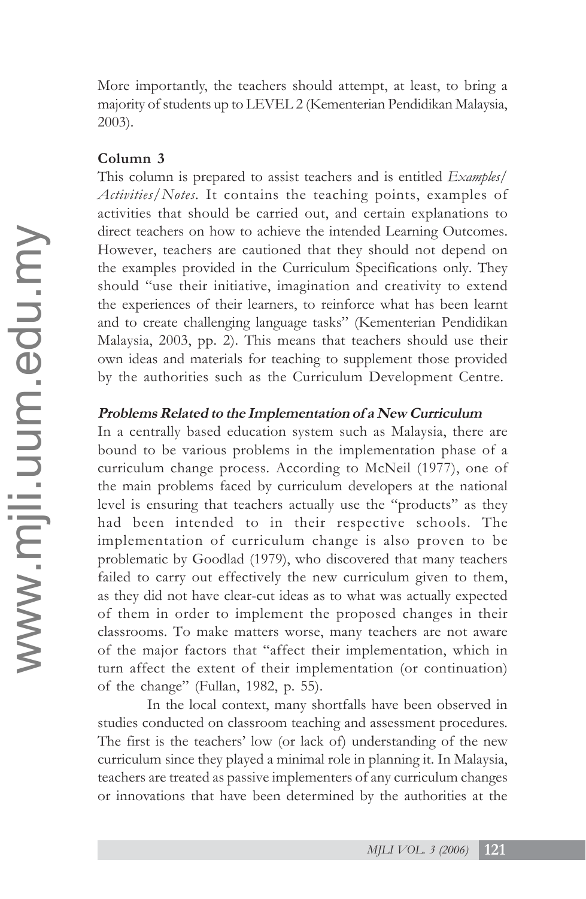More importantly, the teachers should attempt, at least, to bring a majority of students up to LEVEL 2 (Kementerian Pendidikan Malaysia, 2003).

**Column 3**

This column is prepared to assist teachers and is entitled *Examples/ Activities/Notes*. It contains the teaching points, examples of activities that should be carried out, and certain explanations to direct teachers on how to achieve the intended Learning Outcomes. However, teachers are cautioned that they should not depend on the examples provided in the Curriculum Specifications only. They should "use their initiative, imagination and creativity to extend the experiences of their learners, to reinforce what has been learnt and to create challenging language tasks" (Kementerian Pendidikan Malaysia, 2003, pp. 2). This means that teachers should use their own ideas and materials for teaching to supplement those provided by the authorities such as the Curriculum Development Centre.

***Problems Related to the Implementation of a New Curriculum***

In a centrally based education system such as Malaysia, there are bound to be various problems in the implementation phase of a curriculum change process. According to McNeil (1977), one of the main problems faced by curriculum developers at the national level is ensuring that teachers actually use the "products" as they had been intended to in their respective schools. The implementation of curriculum change is also proven to be problematic by Goodlad (1979), who discovered that many teachers failed to carry out effectively the new curriculum given to them, as they did not have clear-cut ideas as to what was actually expected of them in order to implement the proposed changes in their classrooms. To make matters worse, many teachers are not aware of the major factors that "affect their implementation, which in turn affect the extent of their implementation (or continuation) of the change" (Fullan, 1982, p. 55).

In the local context, many shortfalls have been observed in studies conducted on classroom teaching and assessment procedures. The first is the teachers' low (or lack of) understanding of the new curriculum since they played a minimal role in planning it. In Malaysia, teachers are treated as passive implementers of any curriculum changes or innovations that have been determined by the authorities at the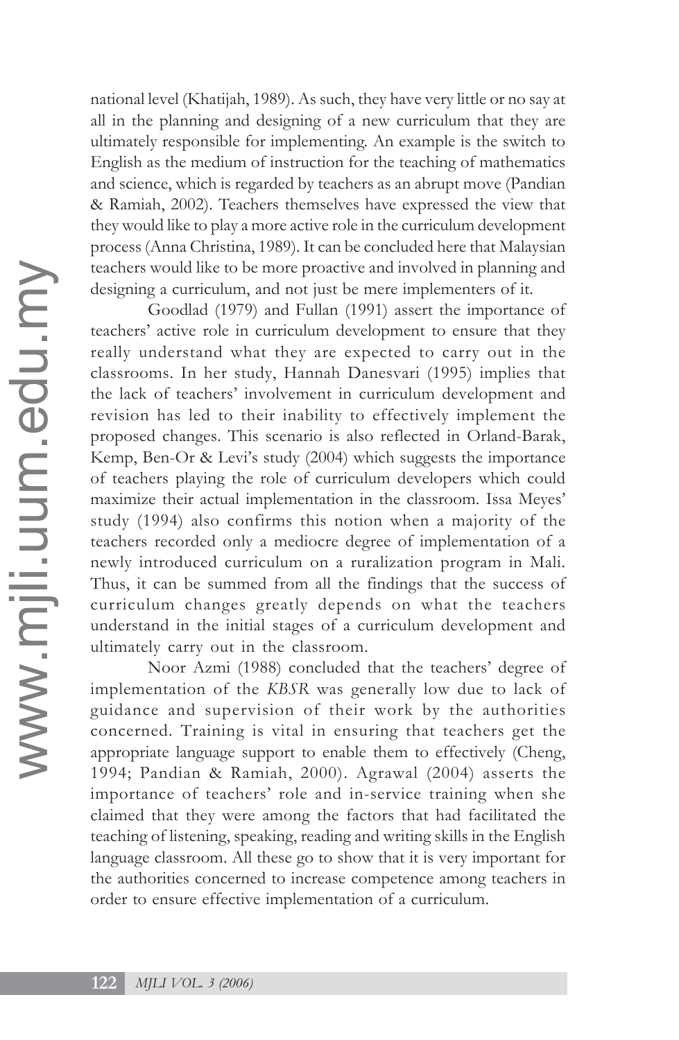national level (Khatijah, 1989). As such, they have very little or no say at all in the planning and designing of a new curriculum that they are ultimately responsible for implementing. An example is the switch to English as the medium of instruction for the teaching of mathematics and science, which is regarded by teachers as an abrupt move (Pandian & Ramiah, 2002). Teachers themselves have expressed the view that they would like to play a more active role in the curriculum development process (Anna Christina, 1989). It can be concluded here that Malaysian teachers would like to be more proactive and involved in planning and designing a curriculum, and not just be mere implementers of it.

Goodlad (1979) and Fullan (1991) assert the importance of teachers' active role in curriculum development to ensure that they really understand what they are expected to carry out in the classrooms. In her study, Hannah Danesvari (1995) implies that the lack of teachers' involvement in curriculum development and revision has led to their inability to effectively implement the proposed changes. This scenario is also reflected in Orland-Barak, Kemp, Ben-Or & Levi's study (2004) which suggests the importance of teachers playing the role of curriculum developers which could maximize their actual implementation in the classroom. Issa Meyes' study (1994) also confirms this notion when a majority of the teachers recorded only a mediocre degree of implementation of a newly introduced curriculum on a ruralization program in Mali. Thus, it can be summed from all the findings that the success of curriculum changes greatly depends on what the teachers understand in the initial stages of a curriculum development and ultimately carry out in the classroom.

Noor Azmi (1988) concluded that the teachers' degree of implementation of the *KBSR* was generally low due to lack of guidance and supervision of their work by the authorities concerned. Training is vital in ensuring that teachers get the appropriate language support to enable them to effectively (Cheng, 1994; Pandian & Ramiah, 2000). Agrawal (2004) asserts the importance of teachers' role and in-service training when she claimed that they were among the factors that had facilitated the teaching of listening, speaking, reading and writing skills in the English language classroom. All these go to show that it is very important for the authorities concerned to increase competence among teachers in order to ensure effective implementation of a curriculum.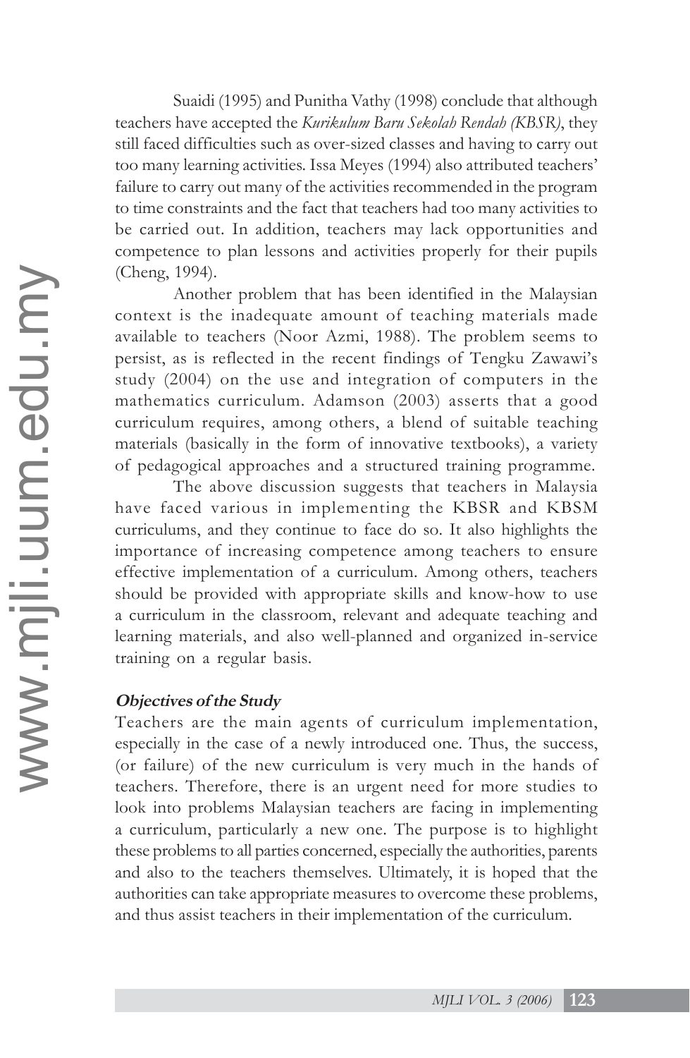Suaidi (1995) and Punitha Vathy (1998) conclude that although teachers have accepted the *Kurikulum Baru Sekolah Rendah (KBSR)*, they still faced difficulties such as over-sized classes and having to carry out too many learning activities. Issa Meyes (1994) also attributed teachers' failure to carry out many of the activities recommended in the program to time constraints and the fact that teachers had too many activities to be carried out. In addition, teachers may lack opportunities and competence to plan lessons and activities properly for their pupils (Cheng, 1994).

Another problem that has been identified in the Malaysian context is the inadequate amount of teaching materials made available to teachers (Noor Azmi, 1988). The problem seems to persist, as is reflected in the recent findings of Tengku Zawawi's study (2004) on the use and integration of computers in the mathematics curriculum. Adamson (2003) asserts that a good curriculum requires, among others, a blend of suitable teaching materials (basically in the form of innovative textbooks), a variety of pedagogical approaches and a structured training programme.

The above discussion suggests that teachers in Malaysia have faced various in implementing the KBSR and KBSM curriculums, and they continue to face do so. It also highlights the importance of increasing competence among teachers to ensure effective implementation of a curriculum. Among others, teachers should be provided with appropriate skills and know-how to use a curriculum in the classroom, relevant and adequate teaching and learning materials, and also well-planned and organized in-service training on a regular basis.

### *Objectives of the Study*

Teachers are the main agents of curriculum implementation, especially in the case of a newly introduced one. Thus, the success, (or failure) of the new curriculum is very much in the hands of teachers. Therefore, there is an urgent need for more studies to look into problems Malaysian teachers are facing in implementing a curriculum, particularly a new one. The purpose is to highlight these problems to all parties concerned, especially the authorities, parents and also to the teachers themselves. Ultimately, it is hoped that the authorities can take appropriate measures to overcome these problems, and thus assist teachers in their implementation of the curriculum.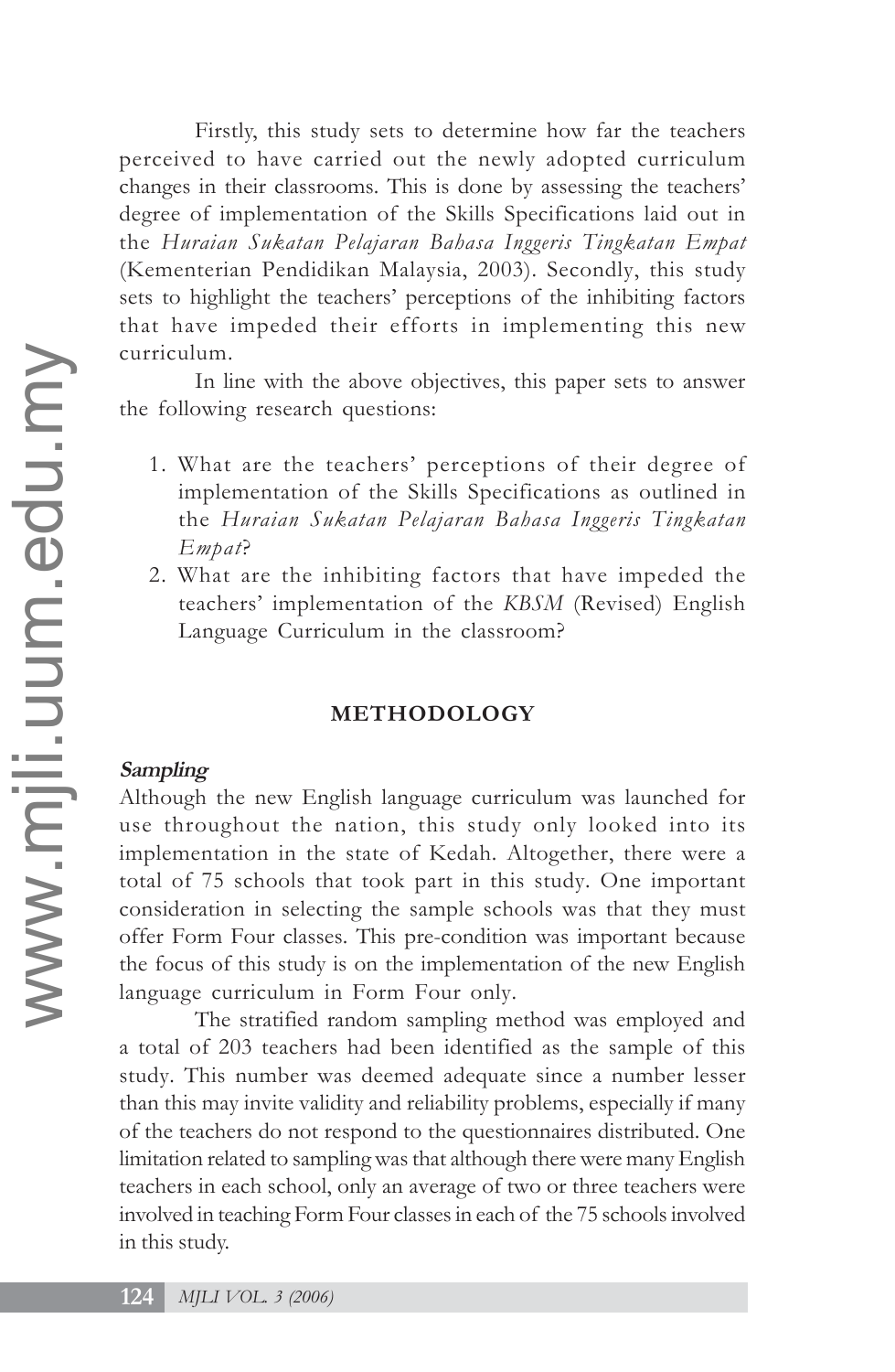Firstly, this study sets to determine how far the teachers perceived to have carried out the newly adopted curriculum changes in their classrooms. This is done by assessing the teachers' degree of implementation of the Skills Specifications laid out in the *Huraian Sukatan Pelajaran Bahasa Inggeris Tingkatan Empat* (Kementerian Pendidikan Malaysia, 2003). Secondly, this study sets to highlight the teachers' perceptions of the inhibiting factors that have impeded their efforts in implementing this new curriculum.

In line with the above objectives, this paper sets to answer the following research questions:

1. What are the teachers' perceptions of their degree of implementation of the Skills Specifications as outlined in the *Huraian Sukatan Pelajaran Bahasa Inggeris Tingkatan Empat*?
2. What are the inhibiting factors that have impeded the teachers' implementation of the *KBSM* (Revised) English Language Curriculum in the classroom?

## METHODOLOGY

### Sampling

Although the new English language curriculum was launched for use throughout the nation, this study only looked into its implementation in the state of Kedah. Altogether, there were a total of 75 schools that took part in this study. One important consideration in selecting the sample schools was that they must offer Form Four classes. This pre-condition was important because the focus of this study is on the implementation of the new English language curriculum in Form Four only.

The stratified random sampling method was employed and a total of 203 teachers had been identified as the sample of this study. This number was deemed adequate since a number lesser than this may invite validity and reliability problems, especially if many of the teachers do not respond to the questionnaires distributed. One limitation related to sampling was that although there were many English teachers in each school, only an average of two or three teachers were involved in teaching Form Four classes in each of the 75 schools involved in this study.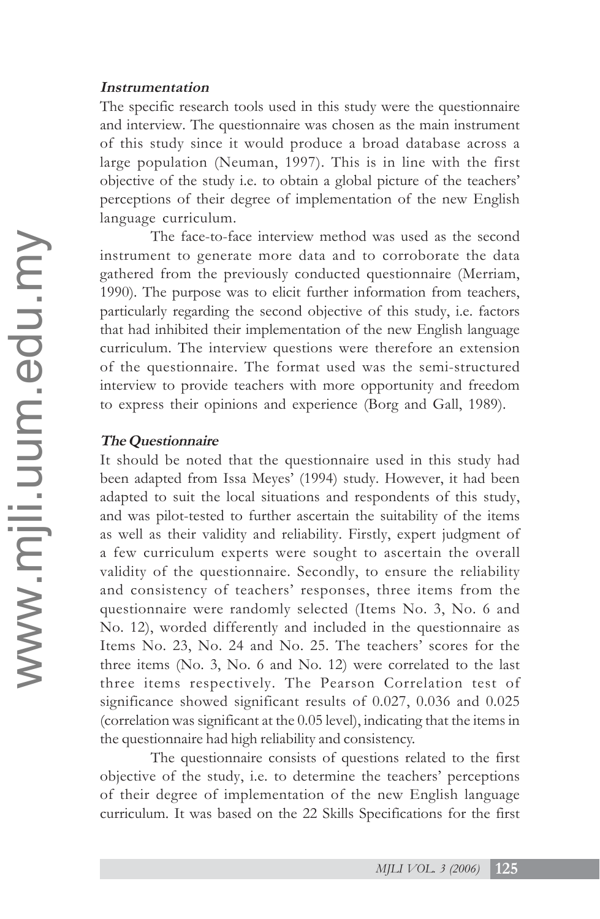### *Instrumentation*

The specific research tools used in this study were the questionnaire and interview. The questionnaire was chosen as the main instrument of this study since it would produce a broad database across a large population (Neuman, 1997). This is in line with the first objective of the study i.e. to obtain a global picture of the teachers' perceptions of their degree of implementation of the new English language curriculum.

The face-to-face interview method was used as the second instrument to generate more data and to corroborate the data gathered from the previously conducted questionnaire (Merriam, 1990). The purpose was to elicit further information from teachers, particularly regarding the second objective of this study, i.e. factors that had inhibited their implementation of the new English language curriculum. The interview questions were therefore an extension of the questionnaire. The format used was the semi-structured interview to provide teachers with more opportunity and freedom to express their opinions and experience (Borg and Gall, 1989).

### *The Questionnaire*

It should be noted that the questionnaire used in this study had been adapted from Issa Meyes' (1994) study. However, it had been adapted to suit the local situations and respondents of this study, and was pilot-tested to further ascertain the suitability of the items as well as their validity and reliability. Firstly, expert judgment of a few curriculum experts were sought to ascertain the overall validity of the questionnaire. Secondly, to ensure the reliability and consistency of teachers' responses, three items from the questionnaire were randomly selected (Items No. 3, No. 6 and No. 12), worded differently and included in the questionnaire as Items No. 23, No. 24 and No. 25. The teachers' scores for the three items (No. 3, No. 6 and No. 12) were correlated to the last three items respectively. The Pearson Correlation test of significance showed significant results of 0.027, 0.036 and 0.025 (correlation was significant at the 0.05 level), indicating that the items in the questionnaire had high reliability and consistency.

The questionnaire consists of questions related to the first objective of the study, i.e. to determine the teachers' perceptions of their degree of implementation of the new English language curriculum. It was based on the 22 Skills Specifications for the first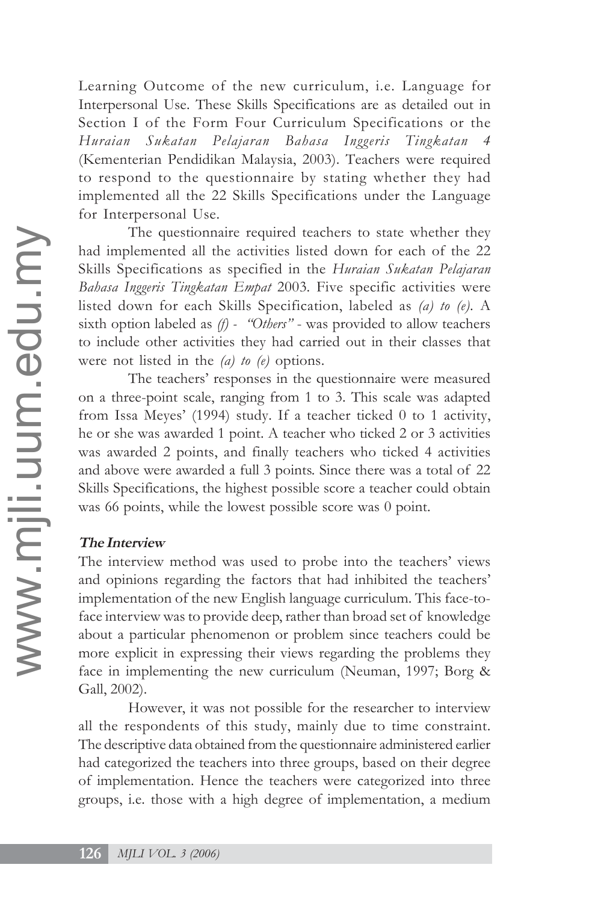Learning Outcome of the new curriculum, i.e. Language for Interpersonal Use. These Skills Specifications are as detailed out in Section I of the Form Four Curriculum Specifications or the *Huraian Sukatan Pelajaran Bahasa Inggeris Tingkatan 4* (Kementerian Pendidikan Malaysia, 2003). Teachers were required to respond to the questionnaire by stating whether they had implemented all the 22 Skills Specifications under the Language for Interpersonal Use.

The questionnaire required teachers to state whether they had implemented all the activities listed down for each of the 22 Skills Specifications as specified in the *Huraian Sukatan Pelajaran Bahasa Inggeris Tingkatan Empat* 2003. Five specific activities were listed down for each Skills Specification, labeled as *(a) to (e)*. A sixth option labeled as *(f) - "Others"* - was provided to allow teachers to include other activities they had carried out in their classes that were not listed in the *(a) to (e)* options.

The teachers' responses in the questionnaire were measured on a three-point scale, ranging from 1 to 3. This scale was adapted from Issa Meyes' (1994) study. If a teacher ticked 0 to 1 activity, he or she was awarded 1 point. A teacher who ticked 2 or 3 activities was awarded 2 points, and finally teachers who ticked 4 activities and above were awarded a full 3 points. Since there was a total of 22 Skills Specifications, the highest possible score a teacher could obtain was 66 points, while the lowest possible score was 0 point.

### The Interview

The interview method was used to probe into the teachers' views and opinions regarding the factors that had inhibited the teachers' implementation of the new English language curriculum. This face-to-face interview was to provide deep, rather than broad set of knowledge about a particular phenomenon or problem since teachers could be more explicit in expressing their views regarding the problems they face in implementing the new curriculum (Neuman, 1997; Borg & Gall, 2002).

However, it was not possible for the researcher to interview all the respondents of this study, mainly due to time constraint. The descriptive data obtained from the questionnaire administered earlier had categorized the teachers into three groups, based on their degree of implementation. Hence the teachers were categorized into three groups, i.e. those with a high degree of implementation, a medium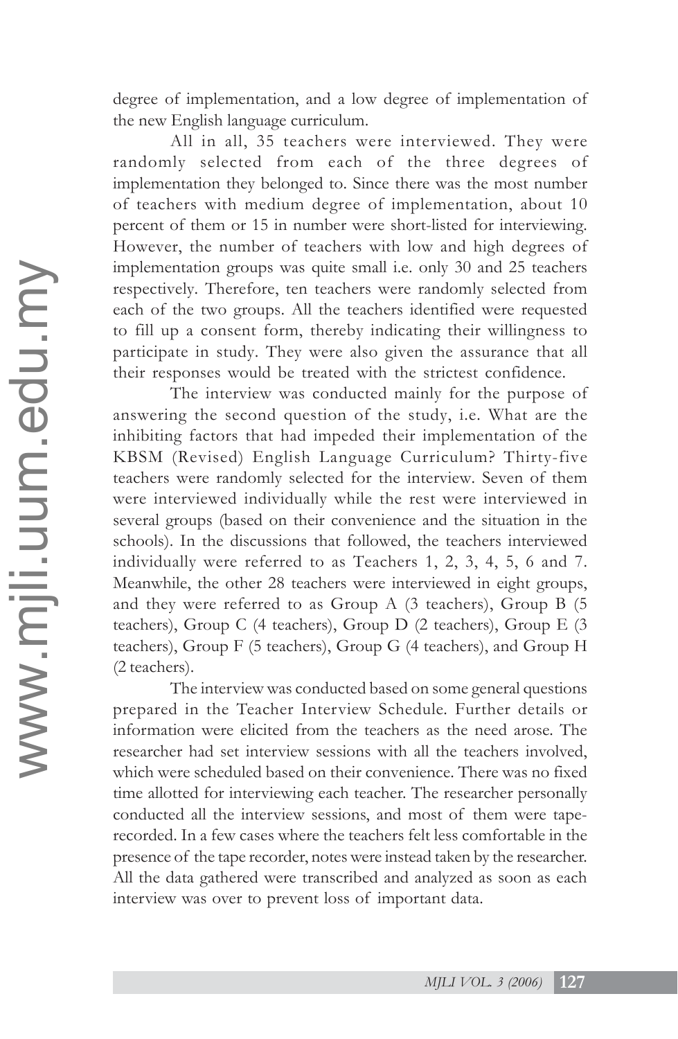degree of implementation, and a low degree of implementation of the new English language curriculum.

All in all, 35 teachers were interviewed. They were randomly selected from each of the three degrees of implementation they belonged to. Since there was the most number of teachers with medium degree of implementation, about 10 percent of them or 15 in number were short-listed for interviewing. However, the number of teachers with low and high degrees of implementation groups was quite small i.e. only 30 and 25 teachers respectively. Therefore, ten teachers were randomly selected from each of the two groups. All the teachers identified were requested to fill up a consent form, thereby indicating their willingness to participate in study. They were also given the assurance that all their responses would be treated with the strictest confidence.

The interview was conducted mainly for the purpose of answering the second question of the study, i.e. What are the inhibiting factors that had impeded their implementation of the KBSM (Revised) English Language Curriculum? Thirty-five teachers were randomly selected for the interview. Seven of them were interviewed individually while the rest were interviewed in several groups (based on their convenience and the situation in the schools). In the discussions that followed, the teachers interviewed individually were referred to as Teachers 1, 2, 3, 4, 5, 6 and 7. Meanwhile, the other 28 teachers were interviewed in eight groups, and they were referred to as Group A (3 teachers), Group B (5 teachers), Group C (4 teachers), Group D (2 teachers), Group E (3 teachers), Group F (5 teachers), Group G (4 teachers), and Group H (2 teachers).

The interview was conducted based on some general questions prepared in the Teacher Interview Schedule. Further details or information were elicited from the teachers as the need arose. The researcher had set interview sessions with all the teachers involved, which were scheduled based on their convenience. There was no fixed time allotted for interviewing each teacher. The researcher personally conducted all the interview sessions, and most of them were tape-recorded. In a few cases where the teachers felt less comfortable in the presence of the tape recorder, notes were instead taken by the researcher. All the data gathered were transcribed and analyzed as soon as each interview was over to prevent loss of important data.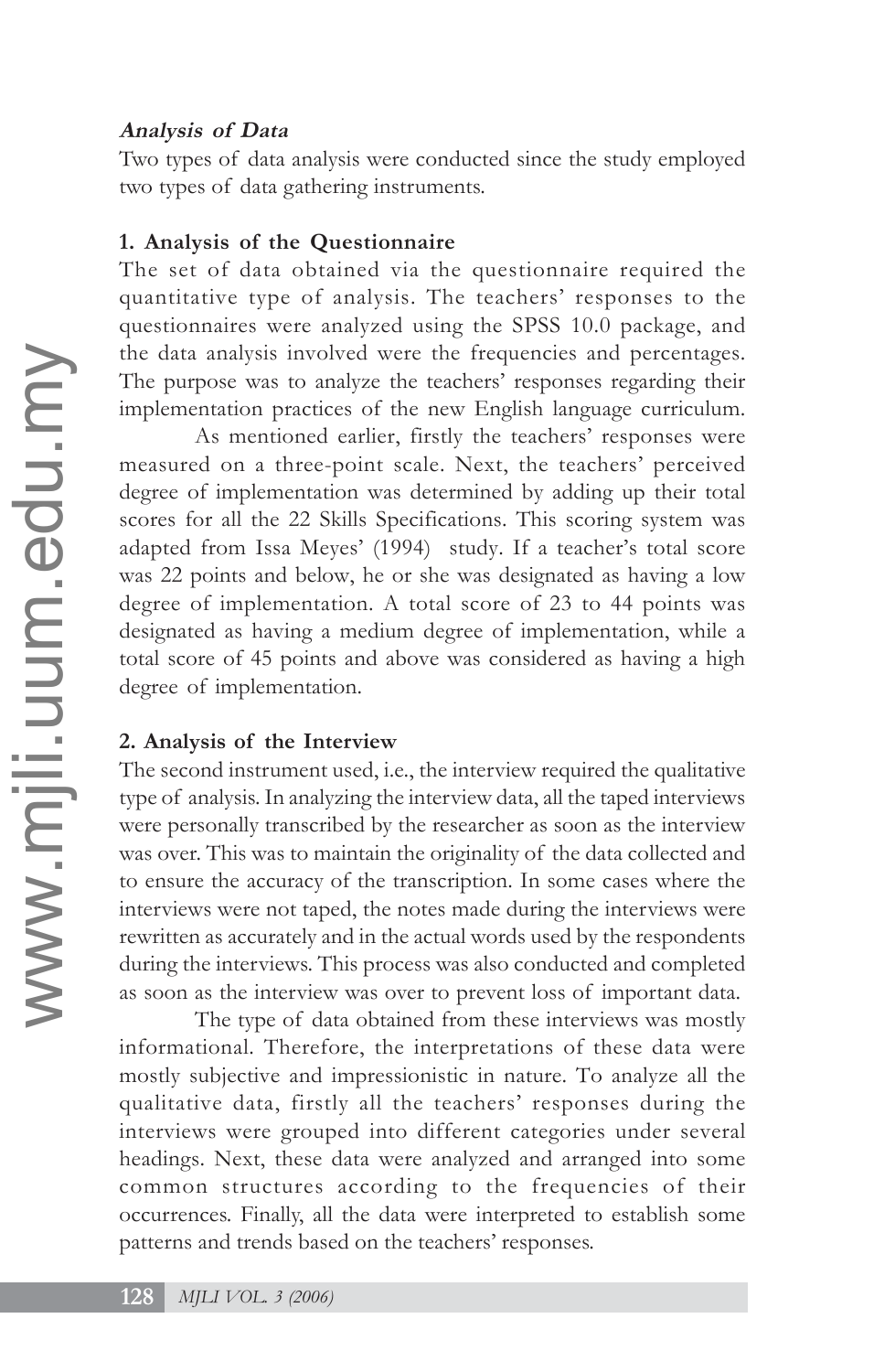***Analysis of Data***

Two types of data analysis were conducted since the study employed two types of data gathering instruments.

**1. Analysis of the Questionnaire**

The set of data obtained via the questionnaire required the quantitative type of analysis. The teachers' responses to the questionnaires were analyzed using the SPSS 10.0 package, and the data analysis involved were the frequencies and percentages. The purpose was to analyze the teachers' responses regarding their implementation practices of the new English language curriculum.

As mentioned earlier, firstly the teachers' responses were measured on a three-point scale. Next, the teachers' perceived degree of implementation was determined by adding up their total scores for all the 22 Skills Specifications. This scoring system was adapted from Issa Meyes' (1994) study. If a teacher's total score was 22 points and below, he or she was designated as having a low degree of implementation. A total score of 23 to 44 points was designated as having a medium degree of implementation, while a total score of 45 points and above was considered as having a high degree of implementation.

**2. Analysis of the Interview**

The second instrument used, i.e., the interview required the qualitative type of analysis. In analyzing the interview data, all the taped interviews were personally transcribed by the researcher as soon as the interview was over. This was to maintain the originality of the data collected and to ensure the accuracy of the transcription. In some cases where the interviews were not taped, the notes made during the interviews were rewritten as accurately and in the actual words used by the respondents during the interviews. This process was also conducted and completed as soon as the interview was over to prevent loss of important data.

The type of data obtained from these interviews was mostly informational. Therefore, the interpretations of these data were mostly subjective and impressionistic in nature. To analyze all the qualitative data, firstly all the teachers' responses during the interviews were grouped into different categories under several headings. Next, these data were analyzed and arranged into some common structures according to the frequencies of their occurrences. Finally, all the data were interpreted to establish some patterns and trends based on the teachers' responses.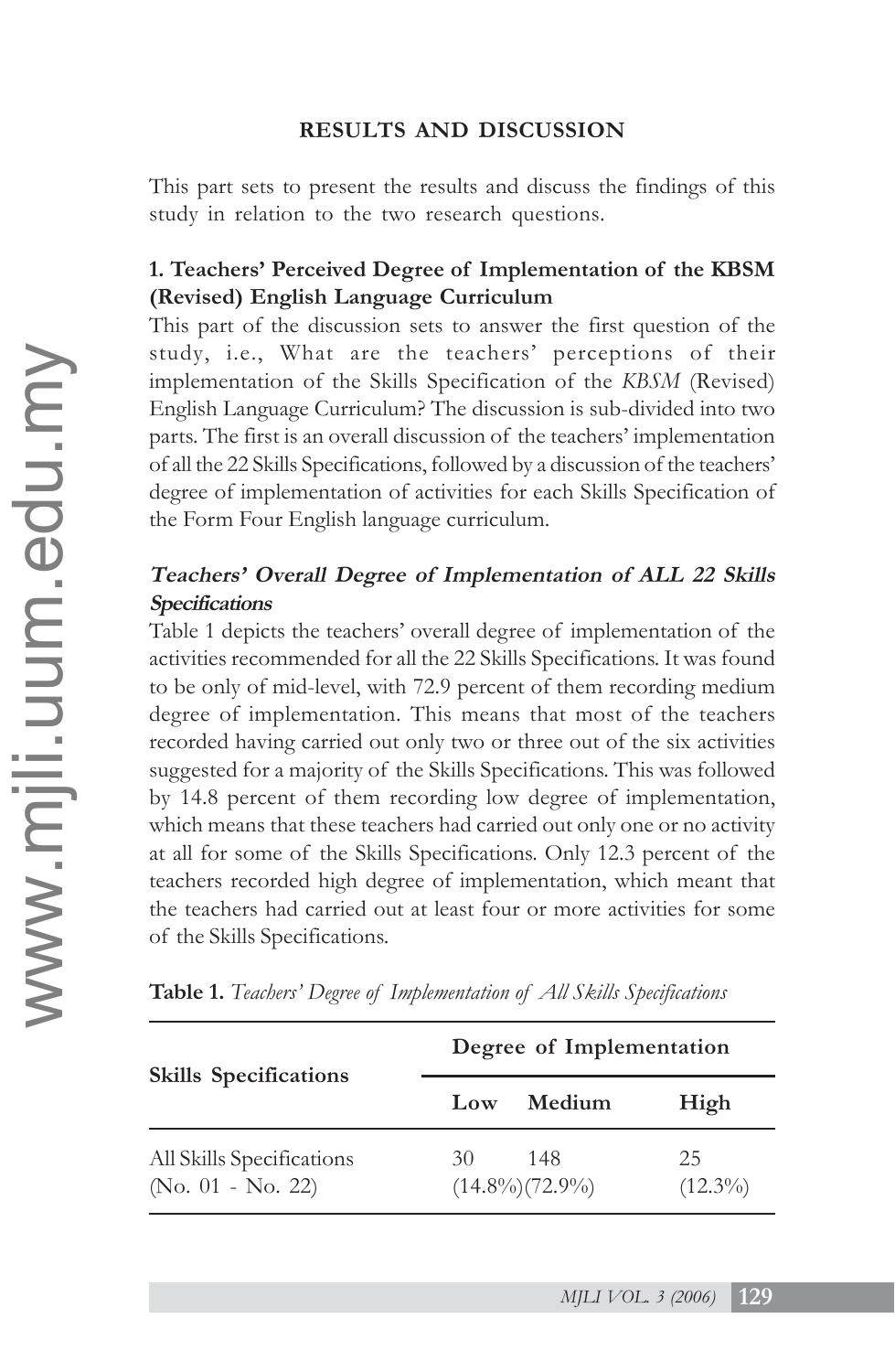## RESULTS AND DISCUSSION

This part sets to present the results and discuss the findings of this study in relation to the two research questions.

### 1. Teachers' Perceived Degree of Implementation of the KBSM (Revised) English Language Curriculum

This part of the discussion sets to answer the first question of the study, i.e., What are the teachers' perceptions of their implementation of the Skills Specification of the *KBSM* (Revised) English Language Curriculum? The discussion is sub-divided into two parts. The first is an overall discussion of the teachers' implementation of all the 22 Skills Specifications, followed by a discussion of the teachers' degree of implementation of activities for each Skills Specification of the Form Four English language curriculum.

#### *Teachers' Overall Degree of Implementation of ALL 22 Skills Specifications*

Table 1 depicts the teachers' overall degree of implementation of the activities recommended for all the 22 Skills Specifications. It was found to be only of mid-level, with 72.9 percent of them recording medium degree of implementation. This means that most of the teachers recorded having carried out only two or three out of the six activities suggested for a majority of the Skills Specifications. This was followed by 14.8 percent of them recording low degree of implementation, which means that these teachers had carried out only one or no activity at all for some of the Skills Specifications. Only 12.3 percent of the teachers recorded high degree of implementation, which meant that the teachers had carried out at least four or more activities for some of the Skills Specifications.

**Table 1.** *Teachers' Degree of Implementation of All Skills Specifications*

| Skills Specifications | Degree of Implementation | | |
|---|---|---|---|
| | Low | Medium | High |
| All Skills Specifications (No. 01 - No. 22) | 30 (14.8%) | 148 (72.9%) | 25 (12.3%) |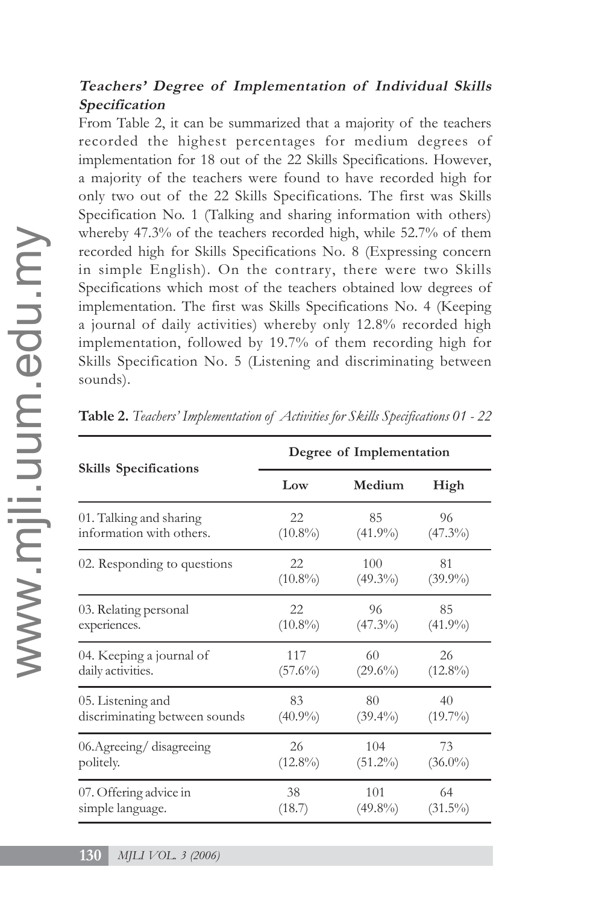### *Teachers' Degree of Implementation of Individual Skills Specification*

From Table 2, it can be summarized that a majority of the teachers recorded the highest percentages for medium degrees of implementation for 18 out of the 22 Skills Specifications. However, a majority of the teachers were found to have recorded high for only two out of the 22 Skills Specifications. The first was Skills Specification No. 1 (Talking and sharing information with others) whereby 47.3% of the teachers recorded high, while 52.7% of them recorded high for Skills Specifications No. 8 (Expressing concern in simple English). On the contrary, there were two Skills Specifications which most of the teachers obtained low degrees of implementation. The first was Skills Specifications No. 4 (Keeping a journal of daily activities) whereby only 12.8% recorded high implementation, followed by 19.7% of them recording high for Skills Specification No. 5 (Listening and discriminating between sounds).

**Table 2.** *Teachers' Implementation of Activities for Skills Specifications 01 - 22*

| Skills Specifications | Degree of Implementation | | |
|---|---|---|---|
| | Low | Medium | High |
| 01. Talking and sharing information with others. | 22 (10.8%) | 85 (41.9%) | 96 (47.3%) |
| 02. Responding to questions | 22 (10.8%) | 100 (49.3%) | 81 (39.9%) |
| 03. Relating personal experiences. | 22 (10.8%) | 96 (47.3%) | 85 (41.9%) |
| 04. Keeping a journal of daily activities. | 117 (57.6%) | 60 (29.6%) | 26 (12.8%) |
| 05. Listening and discriminating between sounds | 83 (40.9%) | 80 (39.4%) | 40 (19.7%) |
| 06.Agreeing/ disagreeing politely. | 26 (12.8%) | 104 (51.2%) | 73 (36.0%) |
| 07. Offering advice in simple language. | 38 (18.7) | 101 (49.8%) | 64 (31.5%) |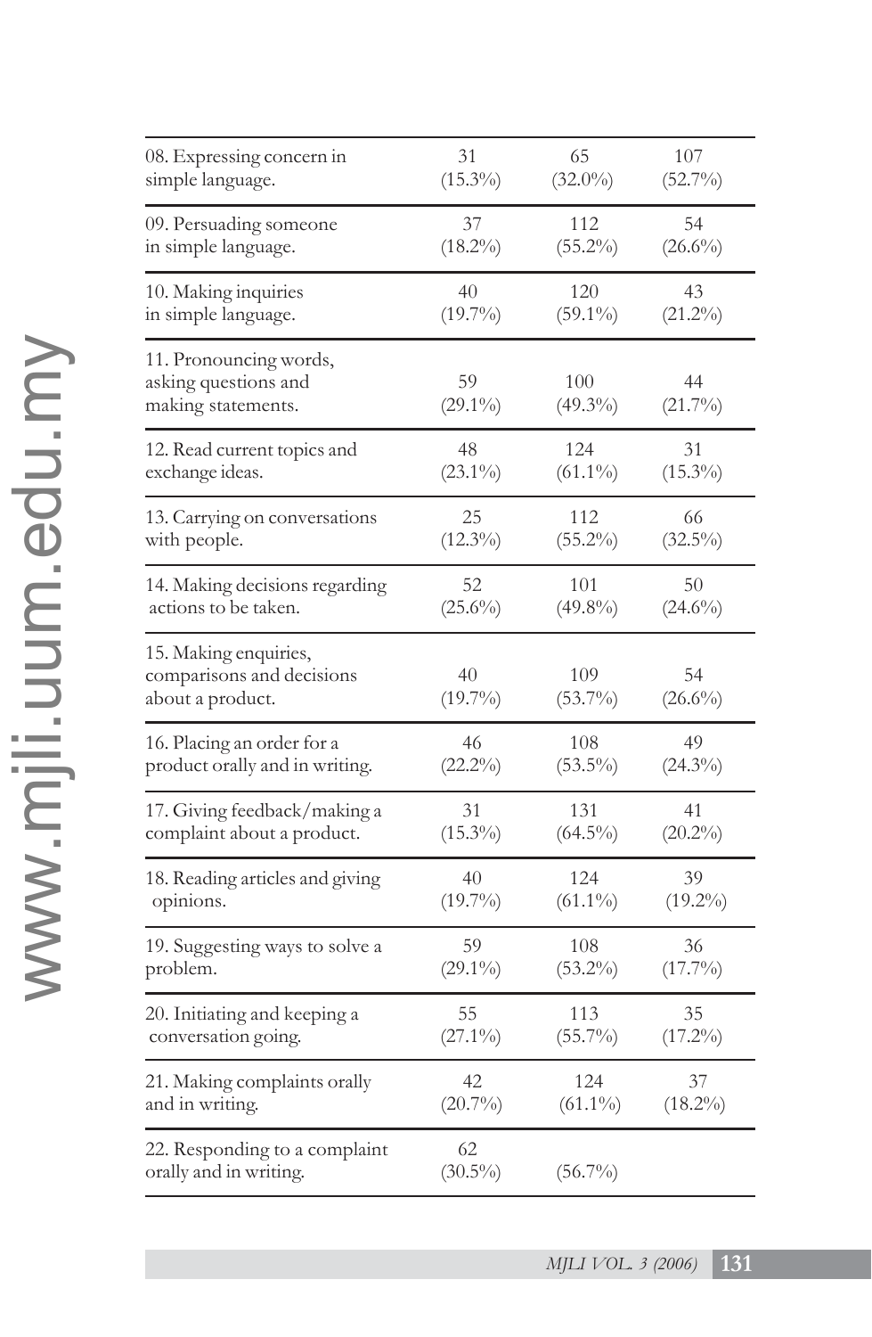| | | | |
|---|---|---|---|
| 08. Expressing concern in simple language. | 31 (15.3%) | 65 (32.0%) | 107 (52.7%) |
| 09. Persuading someone in simple language. | 37 (18.2%) | 112 (55.2%) | 54 (26.6%) |
| 10. Making inquiries in simple language. | 40 (19.7%) | 120 (59.1%) | 43 (21.2%) |
| 11. Pronouncing words, asking questions and making statements. | 59 (29.1%) | 100 (49.3%) | 44 (21.7%) |
| 12. Read current topics and exchange ideas. | 48 (23.1%) | 124 (61.1%) | 31 (15.3%) |
| 13. Carrying on conversations with people. | 25 (12.3%) | 112 (55.2%) | 66 (32.5%) |
| 14. Making decisions regarding actions to be taken. | 52 (25.6%) | 101 (49.8%) | 50 (24.6%) |
| 15. Making enquiries, comparisons and decisions about a product. | 40 (19.7%) | 109 (53.7%) | 54 (26.6%) |
| 16. Placing an order for a product orally and in writing. | 46 (22.2%) | 108 (53.5%) | 49 (24.3%) |
| 17. Giving feedback/making a complaint about a product. | 31 (15.3%) | 131 (64.5%) | 41 (20.2%) |
| 18. Reading articles and giving opinions. | 40 (19.7%) | 124 (61.1%) | 39 (19.2%) |
| 19. Suggesting ways to solve a problem. | 59 (29.1%) | 108 (53.2%) | 36 (17.7%) |
| 20. Initiating and keeping a conversation going. | 55 (27.1%) | 113 (55.7%) | 35 (17.2%) |
| 21. Making complaints orally and in writing. | 42 (20.7%) | 124 (61.1%) | 37 (18.2%) |
| 22. Responding to a complaint orally and in writing. | 62 (30.5%) | (56.7%) | |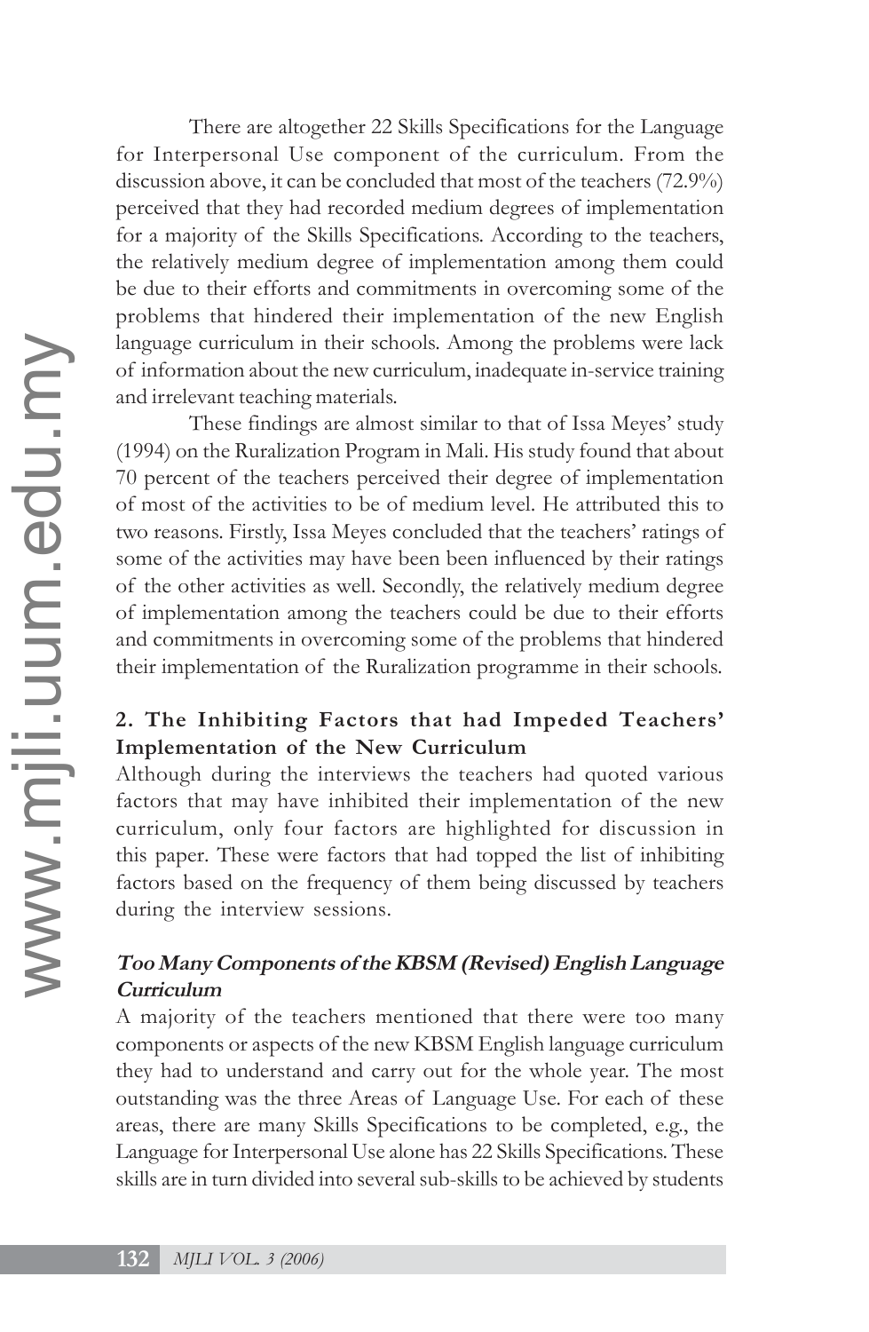There are altogether 22 Skills Specifications for the Language for Interpersonal Use component of the curriculum. From the discussion above, it can be concluded that most of the teachers (72.9%) perceived that they had recorded medium degrees of implementation for a majority of the Skills Specifications. According to the teachers, the relatively medium degree of implementation among them could be due to their efforts and commitments in overcoming some of the problems that hindered their implementation of the new English language curriculum in their schools. Among the problems were lack of information about the new curriculum, inadequate in-service training and irrelevant teaching materials.

These findings are almost similar to that of Issa Meyes' study (1994) on the Ruralization Program in Mali. His study found that about 70 percent of the teachers perceived their degree of implementation of most of the activities to be of medium level. He attributed this to two reasons. Firstly, Issa Meyes concluded that the teachers' ratings of some of the activities may have been been influenced by their ratings of the other activities as well. Secondly, the relatively medium degree of implementation among the teachers could be due to their efforts and commitments in overcoming some of the problems that hindered their implementation of the Ruralization programme in their schools.

## 2. The Inhibiting Factors that had Impeded Teachers' Implementation of the New Curriculum

Although during the interviews the teachers had quoted various factors that may have inhibited their implementation of the new curriculum, only four factors are highlighted for discussion in this paper. These were factors that had topped the list of inhibiting factors based on the frequency of them being discussed by teachers during the interview sessions.

### *Too Many Components of the KBSM (Revised) English Language Curriculum*

A majority of the teachers mentioned that there were too many components or aspects of the new KBSM English language curriculum they had to understand and carry out for the whole year. The most outstanding was the three Areas of Language Use. For each of these areas, there are many Skills Specifications to be completed, e.g., the Language for Interpersonal Use alone has 22 Skills Specifications. These skills are in turn divided into several sub-skills to be achieved by students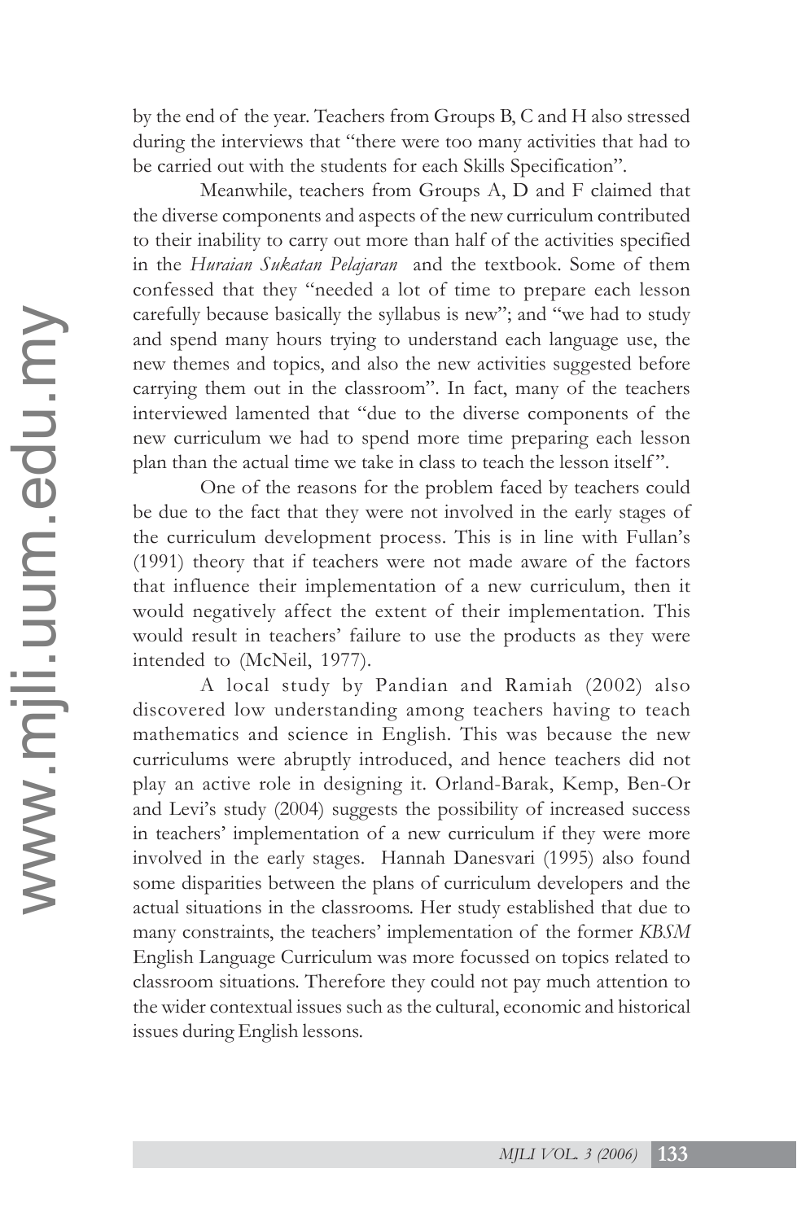by the end of the year. Teachers from Groups B, C and H also stressed during the interviews that "there were too many activities that had to be carried out with the students for each Skills Specification".

Meanwhile, teachers from Groups A, D and F claimed that the diverse components and aspects of the new curriculum contributed to their inability to carry out more than half of the activities specified in the *Huraian Sukatan Pelajaran* and the textbook. Some of them confessed that they "needed a lot of time to prepare each lesson carefully because basically the syllabus is new"; and "we had to study and spend many hours trying to understand each language use, the new themes and topics, and also the new activities suggested before carrying them out in the classroom". In fact, many of the teachers interviewed lamented that "due to the diverse components of the new curriculum we had to spend more time preparing each lesson plan than the actual time we take in class to teach the lesson itself".

One of the reasons for the problem faced by teachers could be due to the fact that they were not involved in the early stages of the curriculum development process. This is in line with Fullan's (1991) theory that if teachers were not made aware of the factors that influence their implementation of a new curriculum, then it would negatively affect the extent of their implementation. This would result in teachers' failure to use the products as they were intended to (McNeil, 1977).

A local study by Pandian and Ramiah (2002) also discovered low understanding among teachers having to teach mathematics and science in English. This was because the new curriculums were abruptly introduced, and hence teachers did not play an active role in designing it. Orland-Barak, Kemp, Ben-Or and Levi's study (2004) suggests the possibility of increased success in teachers' implementation of a new curriculum if they were more involved in the early stages. Hannah Danesvari (1995) also found some disparities between the plans of curriculum developers and the actual situations in the classrooms. Her study established that due to many constraints, the teachers' implementation of the former *KBSM* English Language Curriculum was more focussed on topics related to classroom situations. Therefore they could not pay much attention to the wider contextual issues such as the cultural, economic and historical issues during English lessons.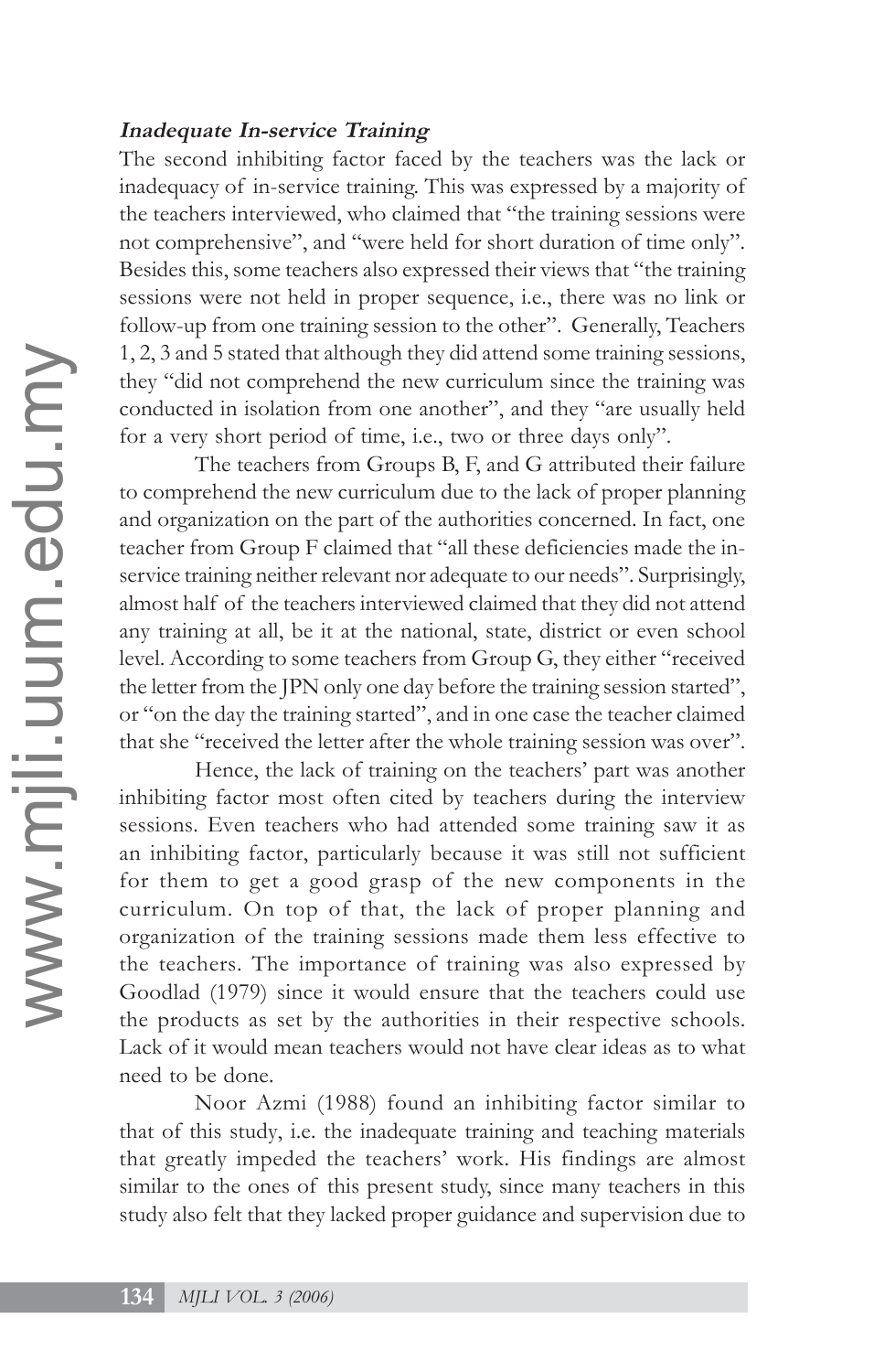***Inadequate In-service Training***

The second inhibiting factor faced by the teachers was the lack or inadequacy of in-service training. This was expressed by a majority of the teachers interviewed, who claimed that "the training sessions were not comprehensive", and "were held for short duration of time only". Besides this, some teachers also expressed their views that "the training sessions were not held in proper sequence, i.e., there was no link or follow-up from one training session to the other". Generally, Teachers 1, 2, 3 and 5 stated that although they did attend some training sessions, they "did not comprehend the new curriculum since the training was conducted in isolation from one another", and they "are usually held for a very short period of time, i.e., two or three days only".

The teachers from Groups B, F, and G attributed their failure to comprehend the new curriculum due to the lack of proper planning and organization on the part of the authorities concerned. In fact, one teacher from Group F claimed that "all these deficiencies made the in-service training neither relevant nor adequate to our needs". Surprisingly, almost half of the teachers interviewed claimed that they did not attend any training at all, be it at the national, state, district or even school level. According to some teachers from Group G, they either "received the letter from the JPN only one day before the training session started", or "on the day the training started", and in one case the teacher claimed that she "received the letter after the whole training session was over".

Hence, the lack of training on the teachers' part was another inhibiting factor most often cited by teachers during the interview sessions. Even teachers who had attended some training saw it as an inhibiting factor, particularly because it was still not sufficient for them to get a good grasp of the new components in the curriculum. On top of that, the lack of proper planning and organization of the training sessions made them less effective to the teachers. The importance of training was also expressed by Goodlad (1979) since it would ensure that the teachers could use the products as set by the authorities in their respective schools. Lack of it would mean teachers would not have clear ideas as to what need to be done.

Noor Azmi (1988) found an inhibiting factor similar to that of this study, i.e. the inadequate training and teaching materials that greatly impeded the teachers' work. His findings are almost similar to the ones of this present study, since many teachers in this study also felt that they lacked proper guidance and supervision due to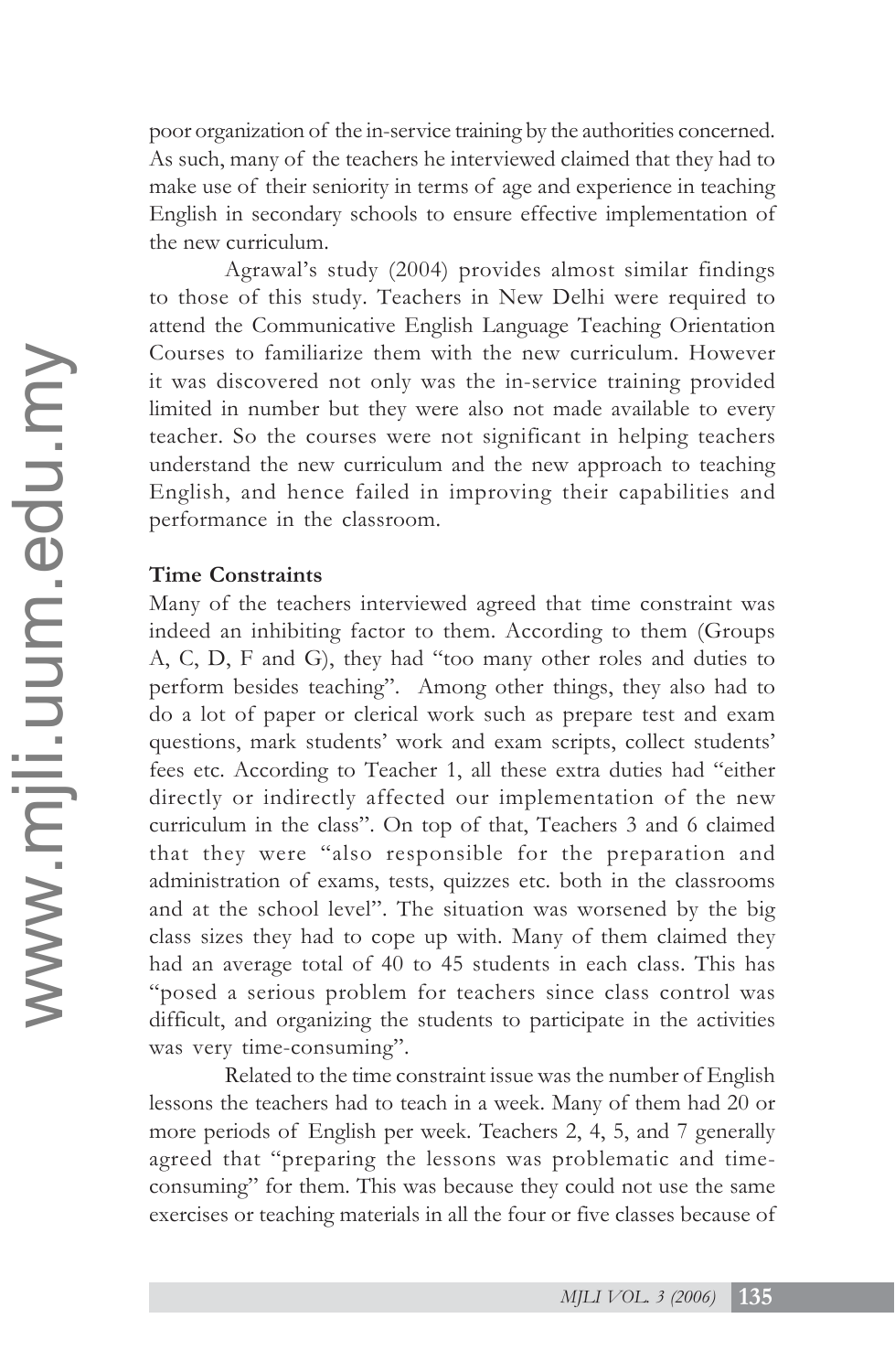poor organization of the in-service training by the authorities concerned. As such, many of the teachers he interviewed claimed that they had to make use of their seniority in terms of age and experience in teaching English in secondary schools to ensure effective implementation of the new curriculum.

Agrawal's study (2004) provides almost similar findings to those of this study. Teachers in New Delhi were required to attend the Communicative English Language Teaching Orientation Courses to familiarize them with the new curriculum. However it was discovered not only was the in-service training provided limited in number but they were also not made available to every teacher. So the courses were not significant in helping teachers understand the new curriculum and the new approach to teaching English, and hence failed in improving their capabilities and performance in the classroom.

**Time Constraints**

Many of the teachers interviewed agreed that time constraint was indeed an inhibiting factor to them. According to them (Groups A, C, D, F and G), they had "too many other roles and duties to perform besides teaching". Among other things, they also had to do a lot of paper or clerical work such as prepare test and exam questions, mark students' work and exam scripts, collect students' fees etc. According to Teacher 1, all these extra duties had "either directly or indirectly affected our implementation of the new curriculum in the class". On top of that, Teachers 3 and 6 claimed that they were "also responsible for the preparation and administration of exams, tests, quizzes etc. both in the classrooms and at the school level". The situation was worsened by the big class sizes they had to cope up with. Many of them claimed they had an average total of 40 to 45 students in each class. This has "posed a serious problem for teachers since class control was difficult, and organizing the students to participate in the activities was very time-consuming".

Related to the time constraint issue was the number of English lessons the teachers had to teach in a week. Many of them had 20 or more periods of English per week. Teachers 2, 4, 5, and 7 generally agreed that "preparing the lessons was problematic and time-consuming" for them. This was because they could not use the same exercises or teaching materials in all the four or five classes because of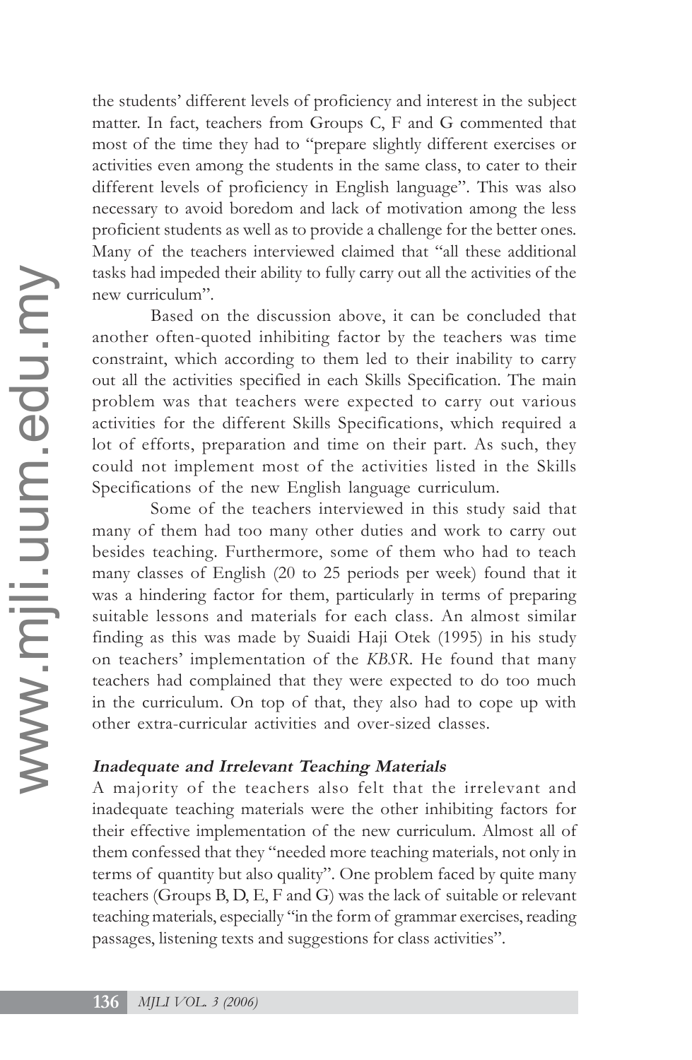the students' different levels of proficiency and interest in the subject matter. In fact, teachers from Groups C, F and G commented that most of the time they had to "prepare slightly different exercises or activities even among the students in the same class, to cater to their different levels of proficiency in English language". This was also necessary to avoid boredom and lack of motivation among the less proficient students as well as to provide a challenge for the better ones. Many of the teachers interviewed claimed that "all these additional tasks had impeded their ability to fully carry out all the activities of the new curriculum".

Based on the discussion above, it can be concluded that another often-quoted inhibiting factor by the teachers was time constraint, which according to them led to their inability to carry out all the activities specified in each Skills Specification. The main problem was that teachers were expected to carry out various activities for the different Skills Specifications, which required a lot of efforts, preparation and time on their part. As such, they could not implement most of the activities listed in the Skills Specifications of the new English language curriculum.

Some of the teachers interviewed in this study said that many of them had too many other duties and work to carry out besides teaching. Furthermore, some of them who had to teach many classes of English (20 to 25 periods per week) found that it was a hindering factor for them, particularly in terms of preparing suitable lessons and materials for each class. An almost similar finding as this was made by Suaidi Haji Otek (1995) in his study on teachers' implementation of the *KBSR*. He found that many teachers had complained that they were expected to do too much in the curriculum. On top of that, they also had to cope up with other extra-curricular activities and over-sized classes.

#### Inadequate and Irrelevant Teaching Materials

A majority of the teachers also felt that the irrelevant and inadequate teaching materials were the other inhibiting factors for their effective implementation of the new curriculum. Almost all of them confessed that they "needed more teaching materials, not only in terms of quantity but also quality". One problem faced by quite many teachers (Groups B, D, E, F and G) was the lack of suitable or relevant teaching materials, especially "in the form of grammar exercises, reading passages, listening texts and suggestions for class activities".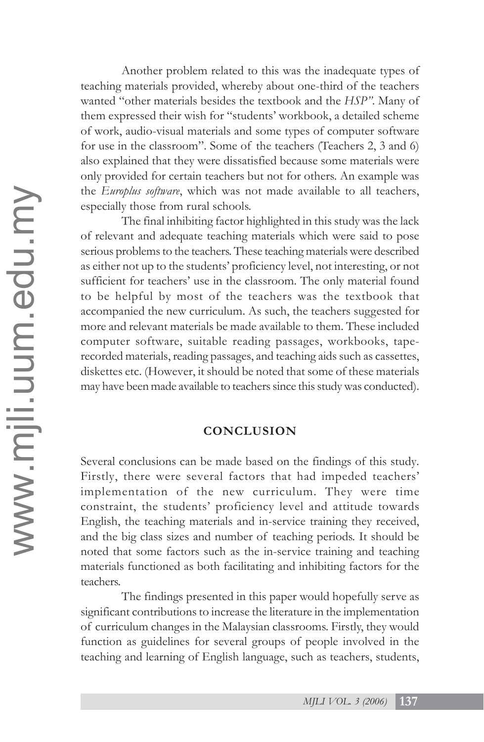Another problem related to this was the inadequate types of teaching materials provided, whereby about one-third of the teachers wanted "other materials besides the textbook and the *HSP"*. Many of them expressed their wish for "students' workbook, a detailed scheme of work, audio-visual materials and some types of computer software for use in the classroom". Some of the teachers (Teachers 2, 3 and 6) also explained that they were dissatisfied because some materials were only provided for certain teachers but not for others. An example was the *Europlus software*, which was not made available to all teachers, especially those from rural schools.

The final inhibiting factor highlighted in this study was the lack of relevant and adequate teaching materials which were said to pose serious problems to the teachers. These teaching materials were described as either not up to the students' proficiency level, not interesting, or not sufficient for teachers' use in the classroom. The only material found to be helpful by most of the teachers was the textbook that accompanied the new curriculum. As such, the teachers suggested for more and relevant materials be made available to them. These included computer software, suitable reading passages, workbooks, tape-recorded materials, reading passages, and teaching aids such as cassettes, diskettes etc. (However, it should be noted that some of these materials may have been made available to teachers since this study was conducted).

## CONCLUSION

Several conclusions can be made based on the findings of this study. Firstly, there were several factors that had impeded teachers' implementation of the new curriculum. They were time constraint, the students' proficiency level and attitude towards English, the teaching materials and in-service training they received, and the big class sizes and number of teaching periods. It should be noted that some factors such as the in-service training and teaching materials functioned as both facilitating and inhibiting factors for the teachers.

The findings presented in this paper would hopefully serve as significant contributions to increase the literature in the implementation of curriculum changes in the Malaysian classrooms. Firstly, they would function as guidelines for several groups of people involved in the teaching and learning of English language, such as teachers, students,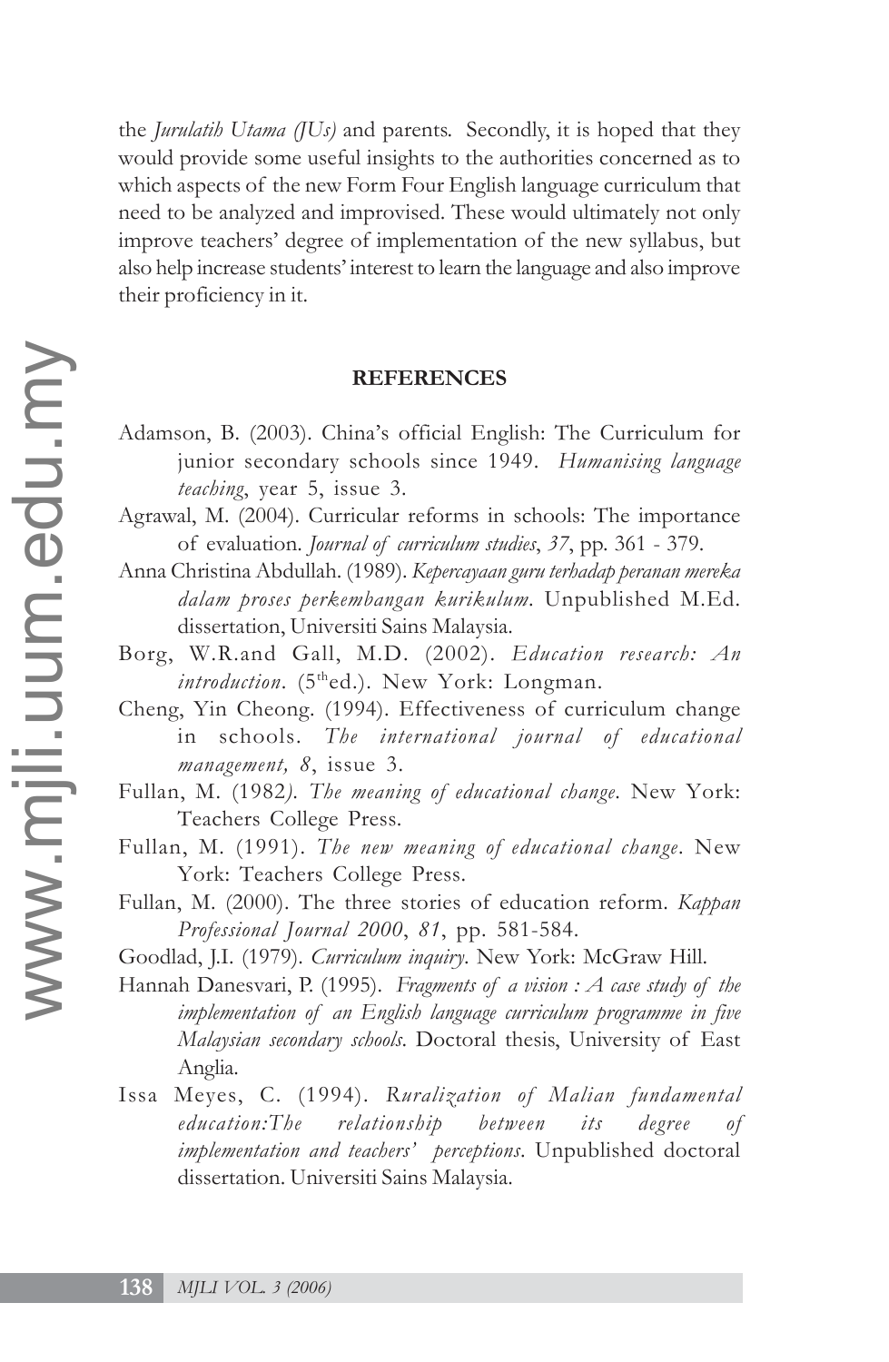the *Jurulatih Utama (JUs)* and parents. Secondly, it is hoped that they would provide some useful insights to the authorities concerned as to which aspects of the new Form Four English language curriculum that need to be analyzed and improvised. These would ultimately not only improve teachers' degree of implementation of the new syllabus, but also help increase students' interest to learn the language and also improve their proficiency in it.

## REFERENCES

Adamson, B. (2003). China's official English: The Curriculum for junior secondary schools since 1949. *Humanising language teaching*, year 5, issue 3.

Agrawal, M. (2004). Curricular reforms in schools: The importance of evaluation. *Journal of curriculum studies*, *37*, pp. 361 - 379.

Anna Christina Abdullah. (1989). *Kepercayaan guru terhadap peranan mereka dalam proses perkembangan kurikulum*. Unpublished M.Ed. dissertation, Universiti Sains Malaysia.

Borg, W.R.and Gall, M.D. (2002). *Education research: An introduction*. (5th ed.). New York: Longman.

Cheng, Yin Cheong. (1994). Effectiveness of curriculum change in schools. *The international journal of educational management, 8*, issue 3.

Fullan, M. (1982*). The meaning of educational change*. New York: Teachers College Press.

Fullan, M. (1991). *The new meaning of educational change*. New York: Teachers College Press.

Fullan, M. (2000). The three stories of education reform. *Kappan Professional Journal 2000*, *81*, pp. 581-584.

Goodlad, J.I. (1979). *Curriculum inquiry*. New York: McGraw Hill.

Hannah Danesvari, P. (1995). *Fragments of a vision : A case study of the implementation of an English language curriculum programme in five Malaysian secondary schools*. Doctoral thesis, University of East Anglia.

Issa Meyes, C. (1994). *Ruralization of Malian fundamental education:The relationship between its degree of implementation and teachers' perceptions*. Unpublished doctoral dissertation. Universiti Sains Malaysia.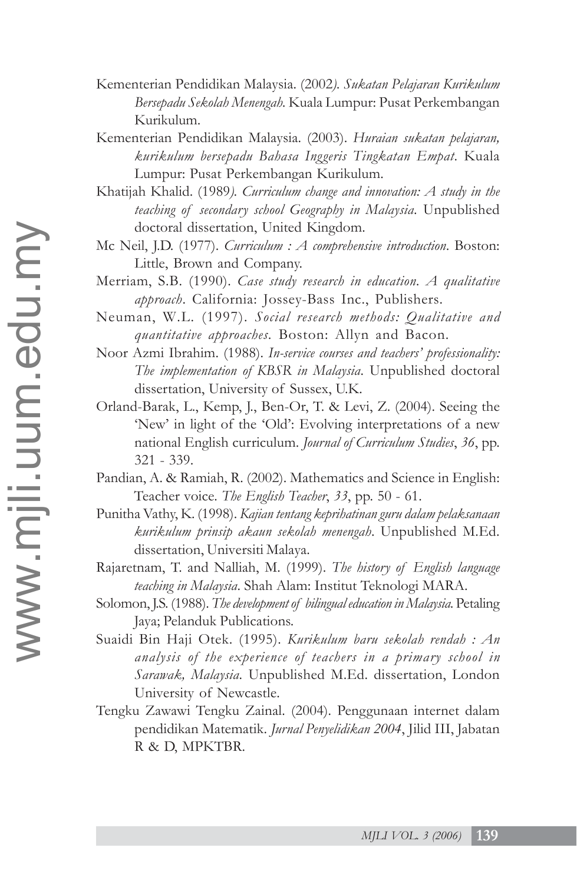Kementerian Pendidikan Malaysia. (2002*). Sukatan Pelajaran Kurikulum Bersepadu Sekolah Menengah*. Kuala Lumpur: Pusat Perkembangan Kurikulum.

Kementerian Pendidikan Malaysia. (2003). *Huraian sukatan pelajaran, kurikulum bersepadu Bahasa Inggeris Tingkatan Empat*. Kuala Lumpur: Pusat Perkembangan Kurikulum.

Khatijah Khalid. (1989*). Curriculum change and innovation: A study in the teaching of secondary school Geography in Malaysia*. Unpublished doctoral dissertation, United Kingdom.

Mc Neil, J.D. (1977). *Curriculum : A comprehensive introduction*. Boston: Little, Brown and Company.

Merriam, S.B. (1990). *Case study research in education. A qualitative approach*. California: Jossey-Bass Inc., Publishers.

Neuman, W.L. (1997). *Social research methods: Qualitative and quantitative approaches*. Boston: Allyn and Bacon.

Noor Azmi Ibrahim. (1988). *In-service courses and teachers' professionality: The implementation of KBSR in Malaysia*. Unpublished doctoral dissertation, University of Sussex, U.K.

Orland-Barak, L., Kemp, J., Ben-Or, T. & Levi, Z. (2004). Seeing the 'New' in light of the 'Old': Evolving interpretations of a new national English curriculum. *Journal of Curriculum Studies*, *36*, pp. 321 - 339.

Pandian, A. & Ramiah, R. (2002). Mathematics and Science in English: Teacher voice. *The English Teacher*, *33*, pp. 50 - 61.

Punitha Vathy, K. (1998). *Kajian tentang keprihatinan guru dalam pelaksanaan kurikulum prinsip akaun sekolah menengah*. Unpublished M.Ed. dissertation, Universiti Malaya.

Rajaretnam, T. and Nalliah, M. (1999). *The history of English language teaching in Malaysia*. Shah Alam: Institut Teknologi MARA.

Solomon, J.S. (1988). *The development of bilingual education in Malaysia*. Petaling Jaya; Pelanduk Publications.

Suaidi Bin Haji Otek. (1995). *Kurikulum baru sekolah rendah : An analysis of the experience of teachers in a primary school in Sarawak, Malaysia*. Unpublished M.Ed. dissertation, London University of Newcastle.

Tengku Zawawi Tengku Zainal. (2004). Penggunaan internet dalam pendidikan Matematik. *Jurnal Penyelidikan 2004*, Jilid III, Jabatan R & D, MPKTBR.